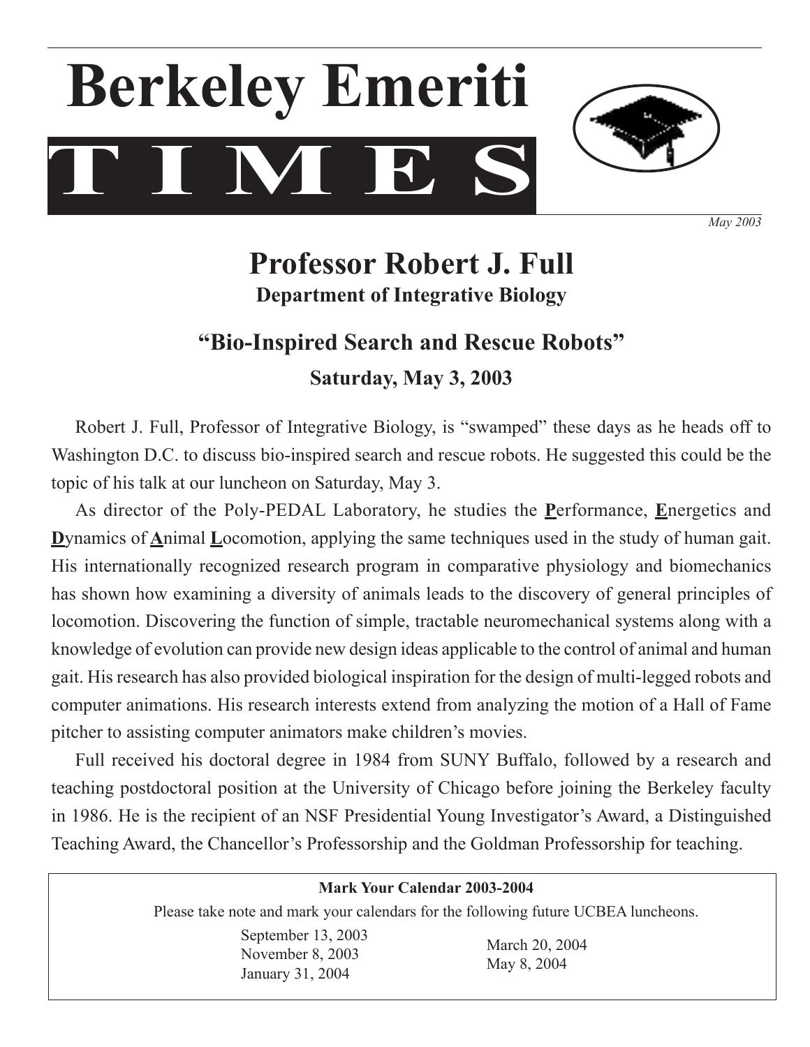# Berkeley Emeriti TIMES

*May 2003*

## Professor Robert J. Full

**Department of Integrative Biology**

### "Bio-Inspired Search and Rescue Robots"

**Saturday, May 3, 2003**

Robert J. Full, Professor of Integrative Biology, is "swamped" these days as he heads off to Washington D.C. to discuss bio-inspired search and rescue robots. He suggested this could be the topic of his talk at our luncheon on Saturday, May 3.

As director of the Poly-PEDAL Laboratory, he studies the **P**erformance, **E**nergetics and **D**ynamics of **A**nimal **L**ocomotion, applying the same techniques used in the study of human gait. His internationally recognized research program in comparative physiology and biomechanics has shown how examining a diversity of animals leads to the discovery of general principles of locomotion. Discovering the function of simple, tractable neuromechanical systems along with a knowledge of evolution can provide new design ideas applicable to the control of animal and human gait. His research has also provided biological inspiration for the design of multi-legged robots and computer animations. His research interests extend from analyzing the motion of a Hall of Fame pitcher to assisting computer animators make children's movies.

Full received his doctoral degree in 1984 from SUNY Buffalo, followed by a research and teaching postdoctoral position at the University of Chicago before joining the Berkeley faculty in 1986. He is the recipient of an NSF Presidential Young Investigator's Award, a Distinguished Teaching Award, the Chancellor's Professorship and the Goldman Professorship for teaching.

---

**Mark Your Calendar 2003-2004**

Please take note and mark your calendars for the following future UCBEA luncheons.

- September 13, 2003
- November 8, 2003
- January 31, 2004
- March 20, 2004
- May 8, 2004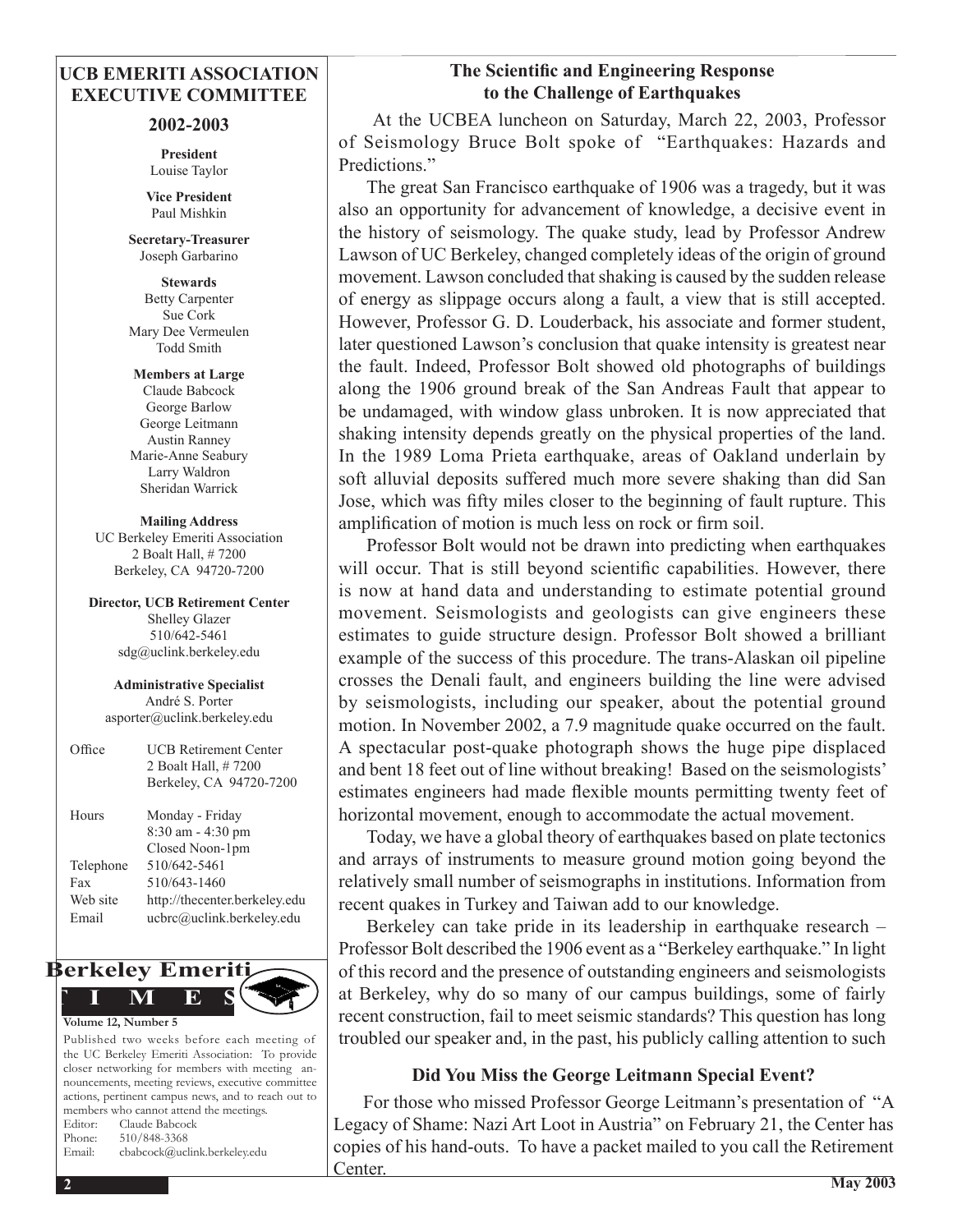## UCB EMERITI ASSOCIATION EXECUTIVE COMMITTEE

### 2002-2003

**President**
Louise Taylor

**Vice President**
Paul Mishkin

**Secretary-Treasurer**
Joseph Garbarino

**Stewards**
Betty Carpenter
Sue Cork
Mary Dee Vermeulen
Todd Smith

**Members at Large**
Claude Babcock
George Barlow
George Leitmann
Austin Ranney
Marie-Anne Seabury
Larry Waldron
Sheridan Warrick

**Mailing Address**
UC Berkeley Emeriti Association
2 Boalt Hall, # 7200
Berkeley, CA 94720-7200

**Director, UCB Retirement Center**
Shelley Glazer
510/642-5461
sdg@uclink.berkeley.edu

**Administrative Specialist**
André S. Porter
asporter@uclink.berkeley.edu

| | |
|---|---|
| Office | UCB Retirement Center<br>2 Boalt Hall, # 7200<br>Berkeley, CA 94720-7200 |
| Hours | Monday - Friday<br>8:30 am - 4:30 pm<br>Closed Noon-1pm |
| Telephone | 510/642-5461 |
| Fax | 510/643-1460 |
| Web site | http://thecenter.berkeley.edu |
| Email | ucbrc@uclink.berkeley.edu |

**Berkeley Emeriti TIMES**

**Volume 12, Number 5**

Published two weeks before each meeting of the UC Berkeley Emeriti Association: To provide closer networking for members with meeting announcements, meeting reviews, executive committee actions, pertinent campus news, and to reach out to members who cannot attend the meetings.

Editor: Claude Babcock
Phone: 510/848-3368
Email: cbabcock@uclink.berkeley.edu

## The Scientific and Engineering Response to the Challenge of Earthquakes

At the UCBEA luncheon on Saturday, March 22, 2003, Professor of Seismology Bruce Bolt spoke of "Earthquakes: Hazards and Predictions."

The great San Francisco earthquake of 1906 was a tragedy, but it was also an opportunity for advancement of knowledge, a decisive event in the history of seismology. The quake study, lead by Professor Andrew Lawson of UC Berkeley, changed completely ideas of the origin of ground movement. Lawson concluded that shaking is caused by the sudden release of energy as slippage occurs along a fault, a view that is still accepted. However, Professor G. D. Louderback, his associate and former student, later questioned Lawson's conclusion that quake intensity is greatest near the fault. Indeed, Professor Bolt showed old photographs of buildings along the 1906 ground break of the San Andreas Fault that appear to be undamaged, with window glass unbroken. It is now appreciated that shaking intensity depends greatly on the physical properties of the land. In the 1989 Loma Prieta earthquake, areas of Oakland underlain by soft alluvial deposits suffered much more severe shaking than did San Jose, which was fifty miles closer to the beginning of fault rupture. This amplification of motion is much less on rock or firm soil.

Professor Bolt would not be drawn into predicting when earthquakes will occur. That is still beyond scientific capabilities. However, there is now at hand data and understanding to estimate potential ground movement. Seismologists and geologists can give engineers these estimates to guide structure design. Professor Bolt showed a brilliant example of the success of this procedure. The trans-Alaskan oil pipeline crosses the Denali fault, and engineers building the line were advised by seismologists, including our speaker, about the potential ground motion. In November 2002, a 7.9 magnitude quake occurred on the fault. A spectacular post-quake photograph shows the huge pipe displaced and bent 18 feet out of line without breaking! Based on the seismologists' estimates engineers had made flexible mounts permitting twenty feet of horizontal movement, enough to accommodate the actual movement.

Today, we have a global theory of earthquakes based on plate tectonics and arrays of instruments to measure ground motion going beyond the relatively small number of seismographs in institutions. Information from recent quakes in Turkey and Taiwan add to our knowledge.

Berkeley can take pride in its leadership in earthquake research – Professor Bolt described the 1906 event as a "Berkeley earthquake." In light of this record and the presence of outstanding engineers and seismologists at Berkeley, why do so many of our campus buildings, some of fairly recent construction, fail to meet seismic standards? This question has long troubled our speaker and, in the past, his publicly calling attention to such

### Did You Miss the George Leitmann Special Event?

For those who missed Professor George Leitmann's presentation of "A Legacy of Shame: Nazi Art Loot in Austria" on February 21, the Center has copies of his hand-outs. To have a packet mailed to you call the Retirement Center.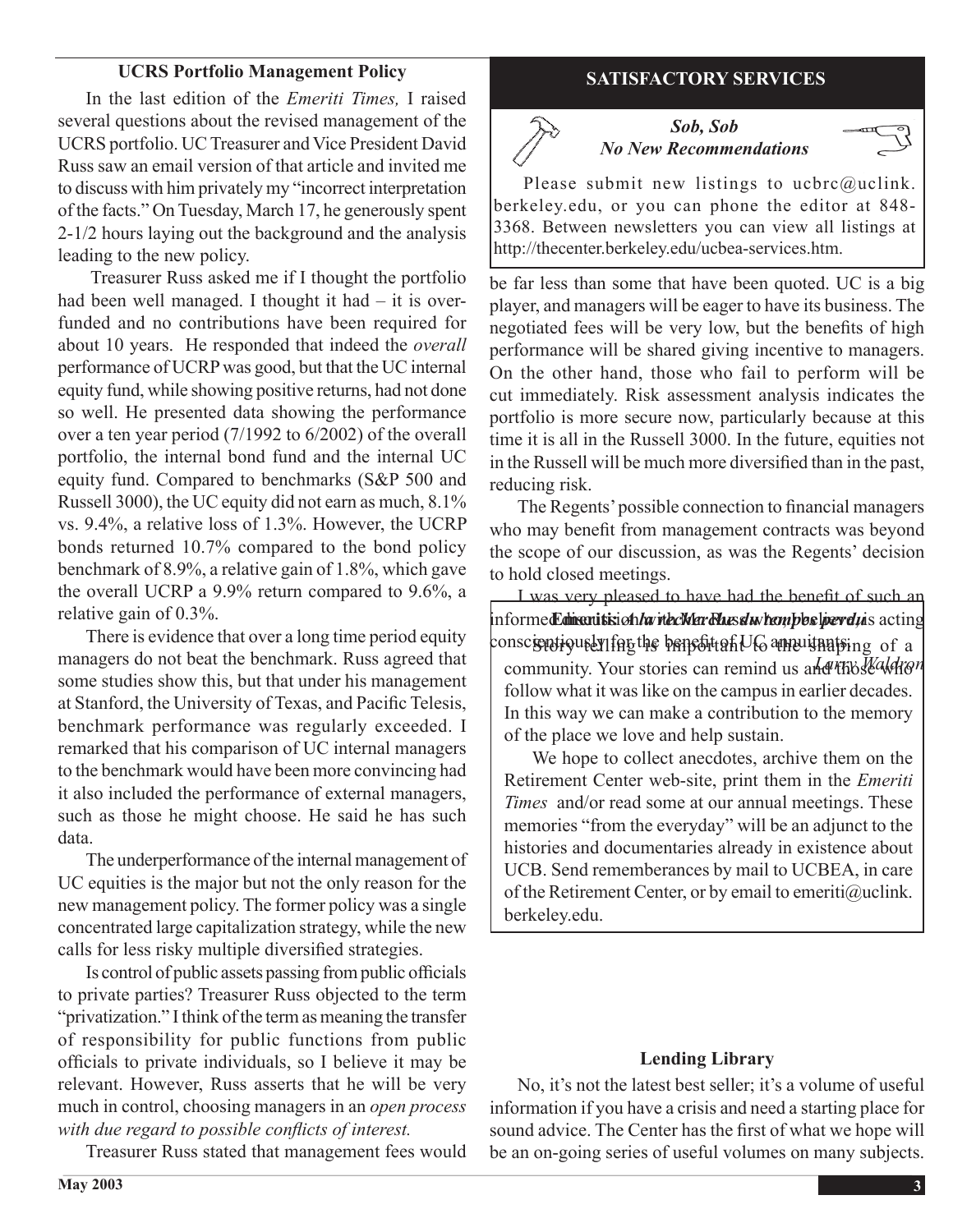## UCRS Portfolio Management Policy

In the last edition of the *Emeriti Times,* I raised several questions about the revised management of the UCRS portfolio. UC Treasurer and Vice President David Russ saw an email version of that article and invited me to discuss with him privately my "incorrect interpretation of the facts." On Tuesday, March 17, he generously spent 2-1/2 hours laying out the background and the analysis leading to the new policy.

Treasurer Russ asked me if I thought the portfolio had been well managed. I thought it had – it is over-funded and no contributions have been required for about 10 years. He responded that indeed the *overall* performance of UCRP was good, but that the UC internal equity fund, while showing positive returns, had not done so well. He presented data showing the performance over a ten year period (7/1992 to 6/2002) of the overall portfolio, the internal bond fund and the internal UC equity fund. Compared to benchmarks (S&P 500 and Russell 3000), the UC equity did not earn as much, 8.1% vs. 9.4%, a relative loss of 1.3%. However, the UCRP bonds returned 10.7% compared to the bond policy benchmark of 8.9%, a relative gain of 1.8%, which gave the overall UCRP a 9.9% return compared to 9.6%, a relative gain of 0.3%.

There is evidence that over a long time period equity managers do not beat the benchmark. Russ agreed that some studies show this, but that under his management at Stanford, the University of Texas, and Pacific Telesis, benchmark performance was regularly exceeded. I remarked that his comparison of UC internal managers to the benchmark would have been more convincing had it also included the performance of external managers, such as those he might choose. He said he has such data.

The underperformance of the internal management of UC equities is the major but not the only reason for the new management policy. The former policy was a single concentrated large capitalization strategy, while the new calls for less risky multiple diversified strategies.

Is control of public assets passing from public officials to private parties? Treasurer Russ objected to the term "privatization." I think of the term as meaning the transfer of responsibility for public functions from public officials to private individuals, so I believe it may be relevant. However, Russ asserts that he will be very much in control, choosing managers in an *open process with due regard to possible conflicts of interest.*

Treasurer Russ stated that management fees would be far less than some that have been quoted. UC is a big player, and managers will be eager to have its business. The negotiated fees will be very low, but the benefits of high performance will be shared giving incentive to managers. On the other hand, those who fail to perform will be cut immediately. Risk assessment analysis indicates the portfolio is more secure now, particularly because at this time it is all in the Russell 3000. In the future, equities not in the Russell will be much more diversified than in the past, reducing risk.

The Regents' possible connection to financial managers who may benefit from management contracts was beyond the scope of our discussion, as was the Regents' decision to hold closed meetings.

I was very pleased to have had the benefit of such an informed discussion with Treasurer Russ who I believe is acting conscientiously for the benefit of UC annuitants.

*Larry Waldron*

## SATISFACTORY SERVICES

***Sob, Sob***
***No New Recommendations***

Please submit new listings to ucbrc@uclink.berkeley.edu, or you can phone the editor at 848-3368. Between newsletters you can view all listings at http://thecenter.berkeley.edu/ucbea-services.htm.

### *Emeritis: An Archive of Our Past*

Story-telling is important to the shaping of a community. Your stories can remind us and those who follow what it was like on the campus in earlier decades. In this way we can make a contribution to the memory of the place we love and help sustain.

We hope to collect anecdotes, archive them on the Retirement Center web-site, print them in the *Emeriti Times* and/or read some at our annual meetings. These memories "from the everyday" will be an adjunct to the histories and documentaries already in existence about UCB. Send rememberances by mail to UCBEA, in care of the Retirement Center, or by email to emeriti@uclink.berkeley.edu.

## Lending Library

No, it's not the latest best seller; it's a volume of useful information if you have a crisis and need a starting place for sound advice. The Center has the first of what we hope will be an on-going series of useful volumes on many subjects.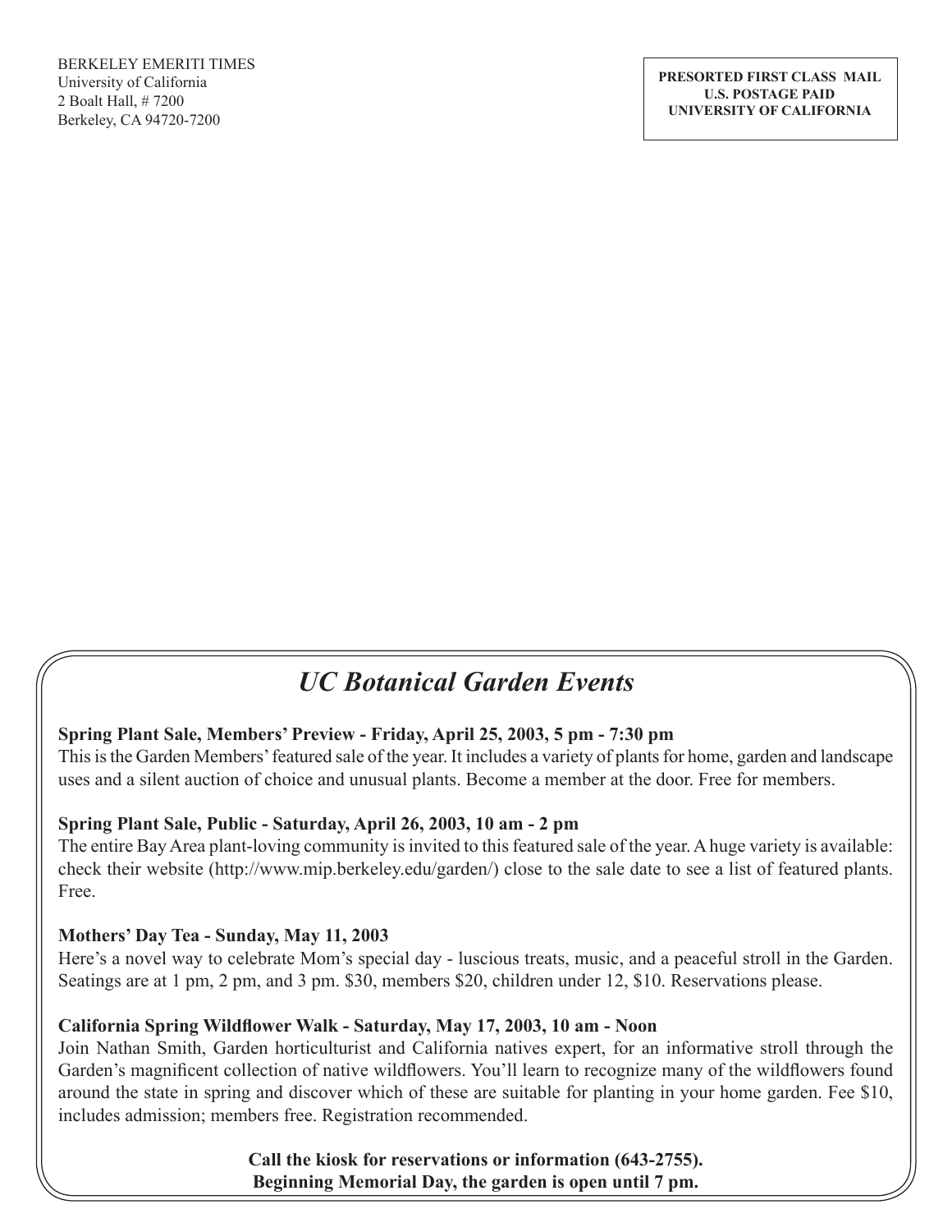BERKELEY EMERITI TIMES
University of California
2 Boalt Hall, # 7200
Berkeley, CA 94720-7200

**PRESORTED FIRST CLASS MAIL**
**U.S. POSTAGE PAID**
**UNIVERSITY OF CALIFORNIA**

## *UC Botanical Garden Events*

**Spring Plant Sale, Members' Preview - Friday, April 25, 2003, 5 pm - 7:30 pm**
This is the Garden Members' featured sale of the year. It includes a variety of plants for home, garden and landscape uses and a silent auction of choice and unusual plants. Become a member at the door. Free for members.

**Spring Plant Sale, Public - Saturday, April 26, 2003, 10 am - 2 pm**
The entire Bay Area plant-loving community is invited to this featured sale of the year. A huge variety is available: check their website (http://www.mip.berkeley.edu/garden/) close to the sale date to see a list of featured plants. Free.

**Mothers' Day Tea - Sunday, May 11, 2003**
Here's a novel way to celebrate Mom's special day - luscious treats, music, and a peaceful stroll in the Garden. Seatings are at 1 pm, 2 pm, and 3 pm. $30, members $20, children under 12, $10. Reservations please.

**California Spring Wildflower Walk - Saturday, May 17, 2003, 10 am - Noon**
Join Nathan Smith, Garden horticulturist and California natives expert, for an informative stroll through the Garden's magnificent collection of native wildflowers. You'll learn to recognize many of the wildflowers found around the state in spring and discover which of these are suitable for planting in your home garden. Fee $10, includes admission; members free. Registration recommended.

**Call the kiosk for reservations or information (643-2755).**
**Beginning Memorial Day, the garden is open until 7 pm.**